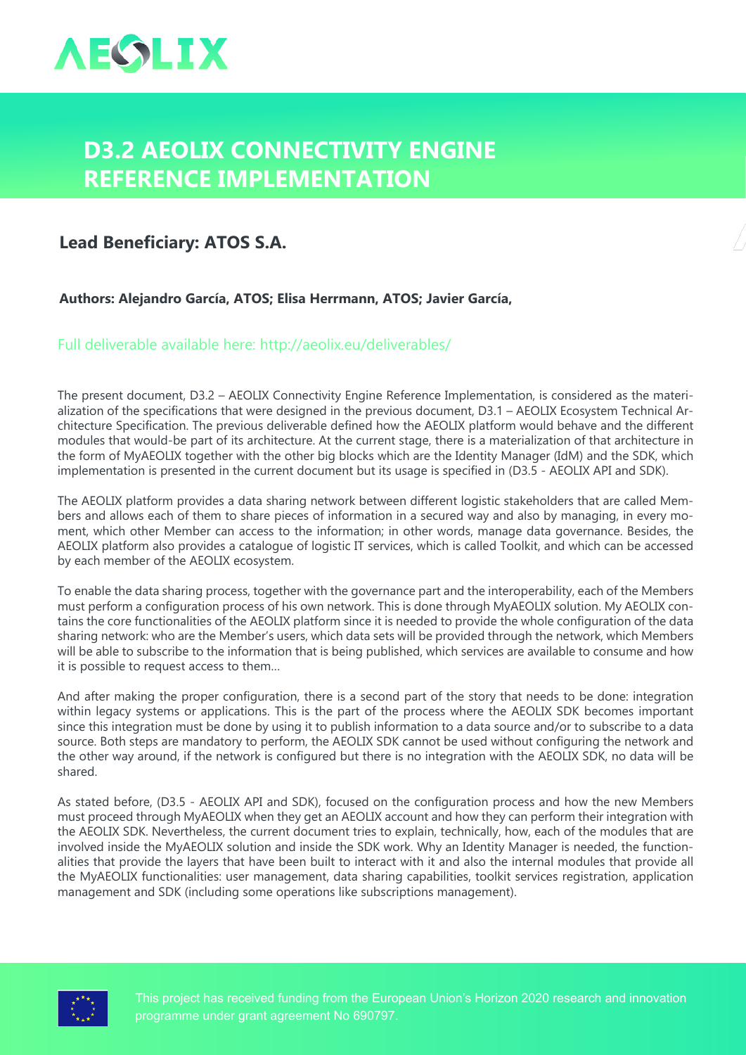# D3.2 AEOLIX CONNECTIVITY ENGINE REFERENCE IMPLEMENTATION

## Lead Beneficiary: ATOS S.A.

**Authors: Alejandro García, ATOS; Elisa Herrmann, ATOS; Javier García,**

Full deliverable available here: http://aeolix.eu/deliverables/

The present document, D3.2 – AEOLIX Connectivity Engine Reference Implementation, is considered as the materialization of the specifications that were designed in the previous document, D3.1 – AEOLIX Ecosystem Technical Architecture Specification. The previous deliverable defined how the AEOLIX platform would behave and the different modules that would-be part of its architecture. At the current stage, there is a materialization of that architecture in the form of MyAEOLIX together with the other big blocks which are the Identity Manager (IdM) and the SDK, which implementation is presented in the current document but its usage is specified in (D3.5 - AEOLIX API and SDK).

The AEOLIX platform provides a data sharing network between different logistic stakeholders that are called Members and allows each of them to share pieces of information in a secured way and also by managing, in every moment, which other Member can access to the information; in other words, manage data governance. Besides, the AEOLIX platform also provides a catalogue of logistic IT services, which is called Toolkit, and which can be accessed by each member of the AEOLIX ecosystem.

To enable the data sharing process, together with the governance part and the interoperability, each of the Members must perform a configuration process of his own network. This is done through MyAEOLIX solution. My AEOLIX contains the core functionalities of the AEOLIX platform since it is needed to provide the whole configuration of the data sharing network: who are the Member's users, which data sets will be provided through the network, which Members will be able to subscribe to the information that is being published, which services are available to consume and how it is possible to request access to them...

And after making the proper configuration, there is a second part of the story that needs to be done: integration within legacy systems or applications. This is the part of the process where the AEOLIX SDK becomes important since this integration must be done by using it to publish information to a data source and/or to subscribe to a data source. Both steps are mandatory to perform, the AEOLIX SDK cannot be used without configuring the network and the other way around, if the network is configured but there is no integration with the AEOLIX SDK, no data will be shared.

As stated before, (D3.5 - AEOLIX API and SDK), focused on the configuration process and how the new Members must proceed through MyAEOLIX when they get an AEOLIX account and how they can perform their integration with the AEOLIX SDK. Nevertheless, the current document tries to explain, technically, how, each of the modules that are involved inside the MyAEOLIX solution and inside the SDK work. Why an Identity Manager is needed, the functionalities that provide the layers that have been built to interact with it and also the internal modules that provide all the MyAEOLIX functionalities: user management, data sharing capabilities, toolkit services registration, application management and SDK (including some operations like subscriptions management).

This project has received funding from the European Union's Horizon 2020 research and innovation programme under grant agreement No 690797.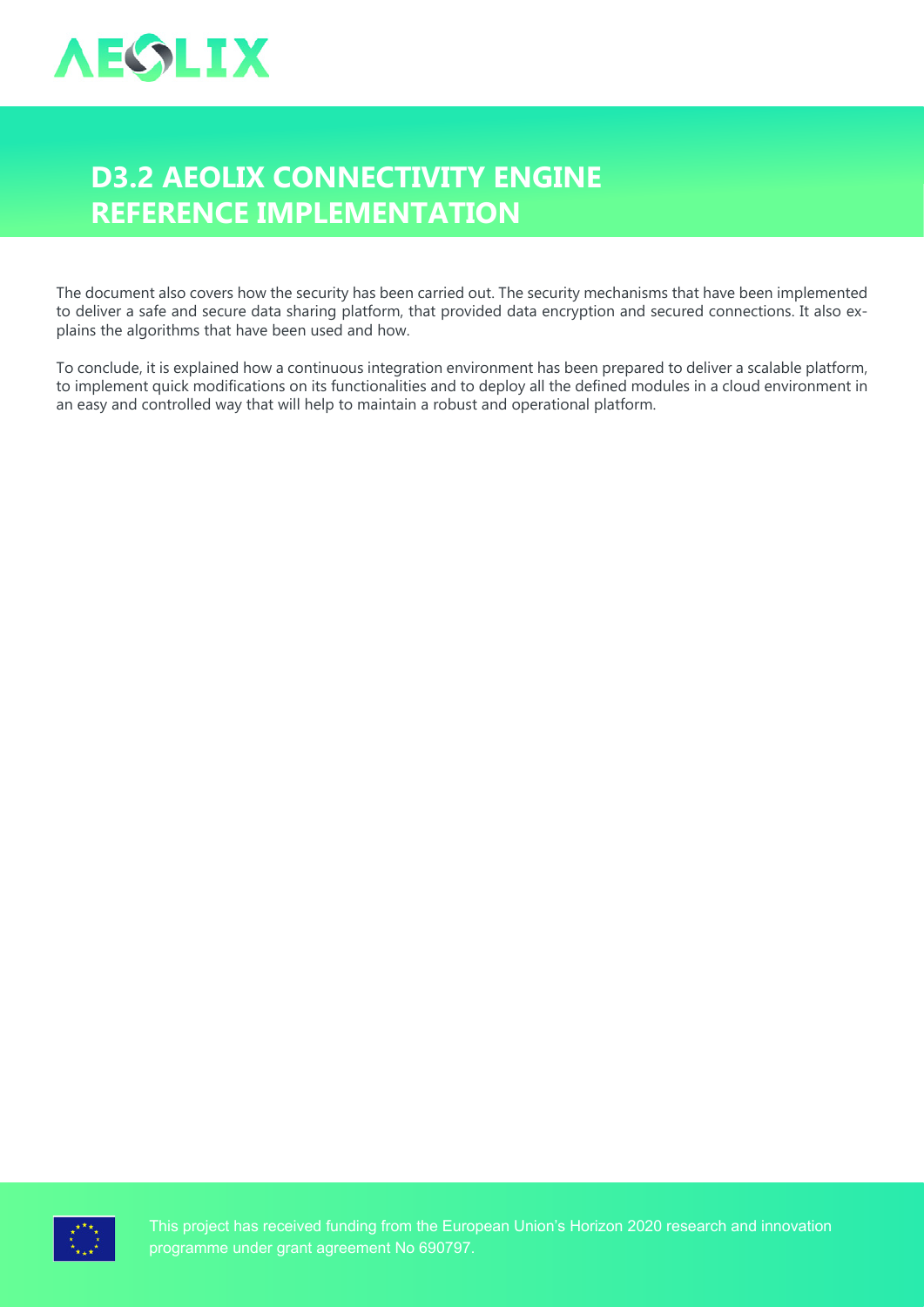# D3.2 AEOLIX CONNECTIVITY ENGINE REFERENCE IMPLEMENTATION

The document also covers how the security has been carried out. The security mechanisms that have been implemented to deliver a safe and secure data sharing platform, that provided data encryption and secured connections. It also explains the algorithms that have been used and how.

To conclude, it is explained how a continuous integration environment has been prepared to deliver a scalable platform, to implement quick modifications on its functionalities and to deploy all the defined modules in a cloud environment in an easy and controlled way that will help to maintain a robust and operational platform.

This project has received funding from the European Union's Horizon 2020 research and innovation programme under grant agreement No 690797.